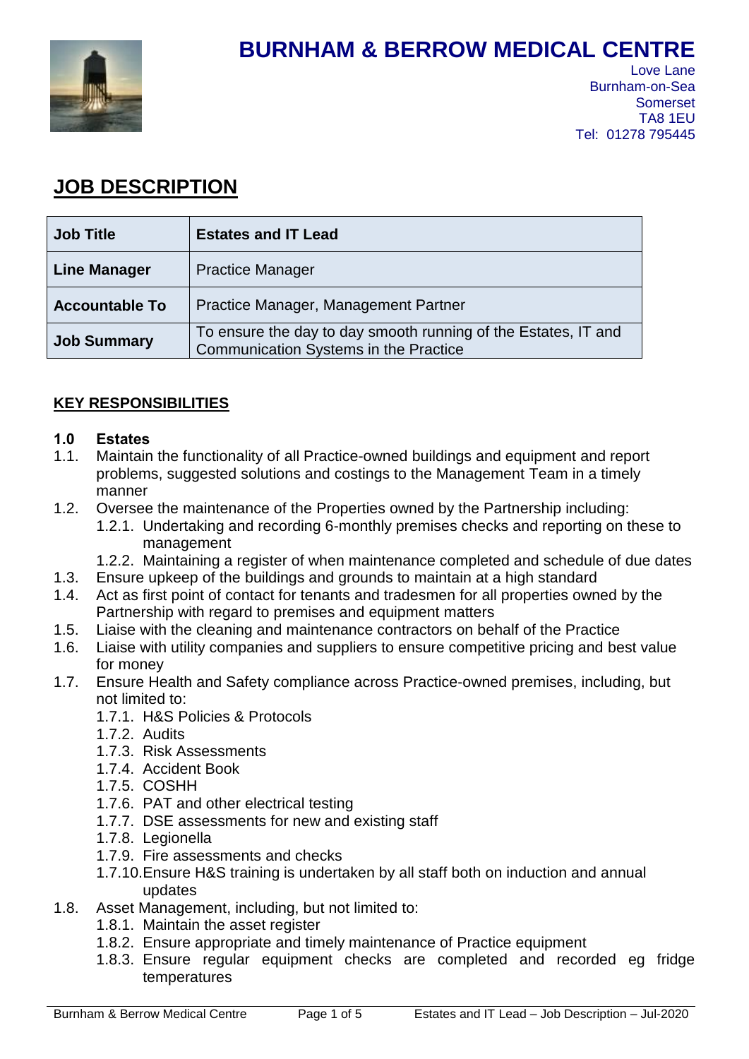# BURNHAM & BERROW MEDICAL CENTRE

Love Lane
Burnham-on-Sea
Somerset
TA8 1EU
Tel: 01278 795445

## JOB DESCRIPTION

| **Job Title** | **Estates and IT Lead** |
|---|---|
| **Line Manager** | Practice Manager |
| **Accountable To** | Practice Manager, Management Partner |
| **Job Summary** | To ensure the day to day smooth running of the Estates, IT and Communication Systems in the Practice |

### KEY RESPONSIBILITIES

**1.0 Estates**

1.1. Maintain the functionality of all Practice-owned buildings and equipment and report problems, suggested solutions and costings to the Management Team in a timely manner

1.2. Oversee the maintenance of the Properties owned by the Partnership including:
- 1.2.1. Undertaking and recording 6-monthly premises checks and reporting on these to management
- 1.2.2. Maintaining a register of when maintenance completed and schedule of due dates

1.3. Ensure upkeep of the buildings and grounds to maintain at a high standard

1.4. Act as first point of contact for tenants and tradesmen for all properties owned by the Partnership with regard to premises and equipment matters

1.5. Liaise with the cleaning and maintenance contractors on behalf of the Practice

1.6. Liaise with utility companies and suppliers to ensure competitive pricing and best value for money

1.7. Ensure Health and Safety compliance across Practice-owned premises, including, but not limited to:
- 1.7.1. H&S Policies & Protocols
- 1.7.2. Audits
- 1.7.3. Risk Assessments
- 1.7.4. Accident Book
- 1.7.5. COSHH
- 1.7.6. PAT and other electrical testing
- 1.7.7. DSE assessments for new and existing staff
- 1.7.8. Legionella
- 1.7.9. Fire assessments and checks
- 1.7.10. Ensure H&S training is undertaken by all staff both on induction and annual updates

1.8. Asset Management, including, but not limited to:
- 1.8.1. Maintain the asset register
- 1.8.2. Ensure appropriate and timely maintenance of Practice equipment
- 1.8.3. Ensure regular equipment checks are completed and recorded eg fridge temperatures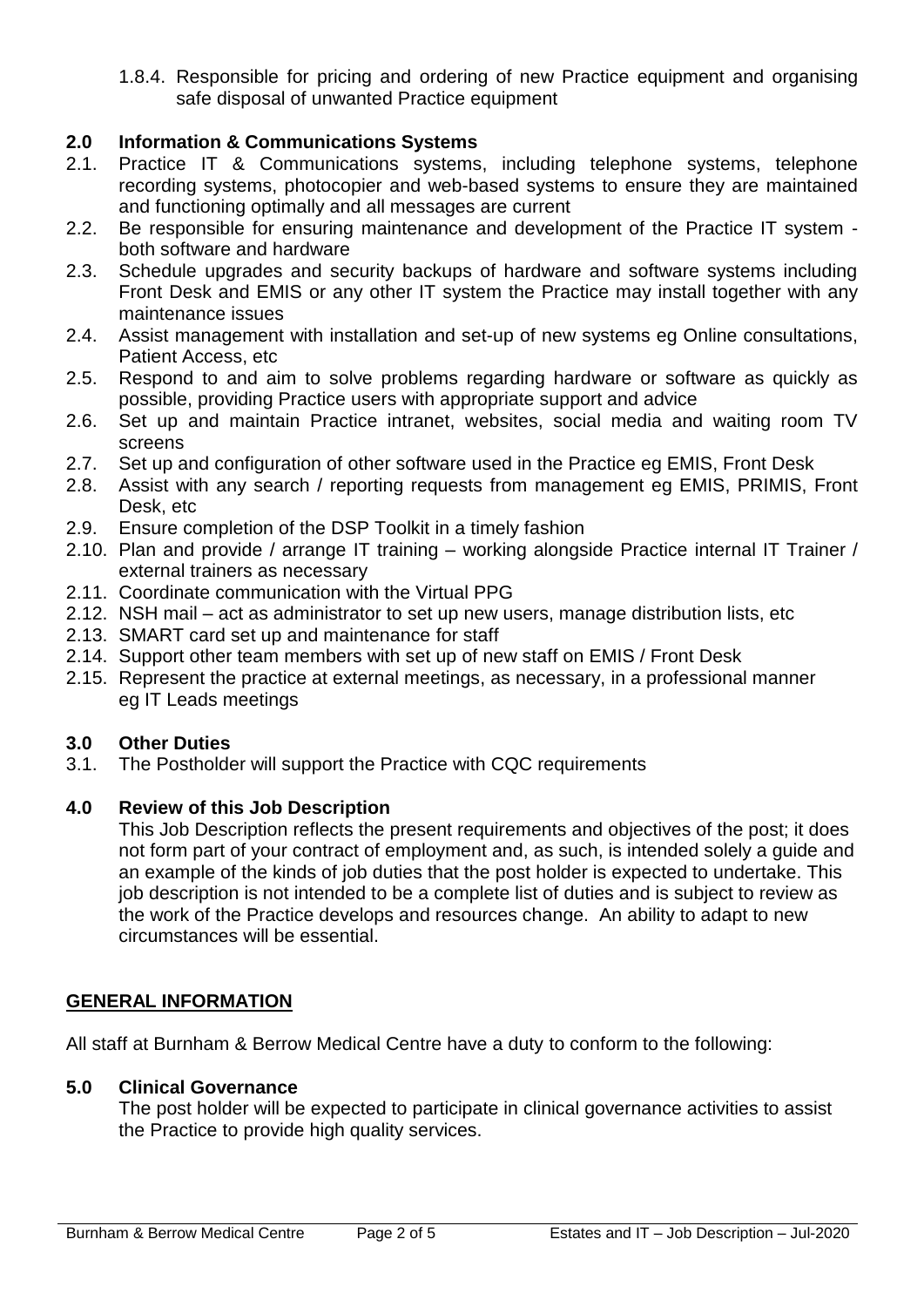1.8.4. Responsible for pricing and ordering of new Practice equipment and organising safe disposal of unwanted Practice equipment

## 2.0 Information & Communications Systems

2.1. Practice IT & Communications systems, including telephone systems, telephone recording systems, photocopier and web-based systems to ensure they are maintained and functioning optimally and all messages are current

2.2. Be responsible for ensuring maintenance and development of the Practice IT system - both software and hardware

2.3. Schedule upgrades and security backups of hardware and software systems including Front Desk and EMIS or any other IT system the Practice may install together with any maintenance issues

2.4. Assist management with installation and set-up of new systems eg Online consultations, Patient Access, etc

2.5. Respond to and aim to solve problems regarding hardware or software as quickly as possible, providing Practice users with appropriate support and advice

2.6. Set up and maintain Practice intranet, websites, social media and waiting room TV screens

2.7. Set up and configuration of other software used in the Practice eg EMIS, Front Desk

2.8. Assist with any search / reporting requests from management eg EMIS, PRIMIS, Front Desk, etc

2.9. Ensure completion of the DSP Toolkit in a timely fashion

2.10. Plan and provide / arrange IT training – working alongside Practice internal IT Trainer / external trainers as necessary

2.11. Coordinate communication with the Virtual PPG

2.12. NSH mail – act as administrator to set up new users, manage distribution lists, etc

2.13. SMART card set up and maintenance for staff

2.14. Support other team members with set up of new staff on EMIS / Front Desk

2.15. Represent the practice at external meetings, as necessary, in a professional manner eg IT Leads meetings

## 3.0 Other Duties

3.1. The Postholder will support the Practice with CQC requirements

## 4.0 Review of this Job Description

This Job Description reflects the present requirements and objectives of the post; it does not form part of your contract of employment and, as such, is intended solely a guide and an example of the kinds of job duties that the post holder is expected to undertake. This job description is not intended to be a complete list of duties and is subject to review as the work of the Practice develops and resources change. An ability to adapt to new circumstances will be essential.

## GENERAL INFORMATION

All staff at Burnham & Berrow Medical Centre have a duty to conform to the following:

## 5.0 Clinical Governance

The post holder will be expected to participate in clinical governance activities to assist the Practice to provide high quality services.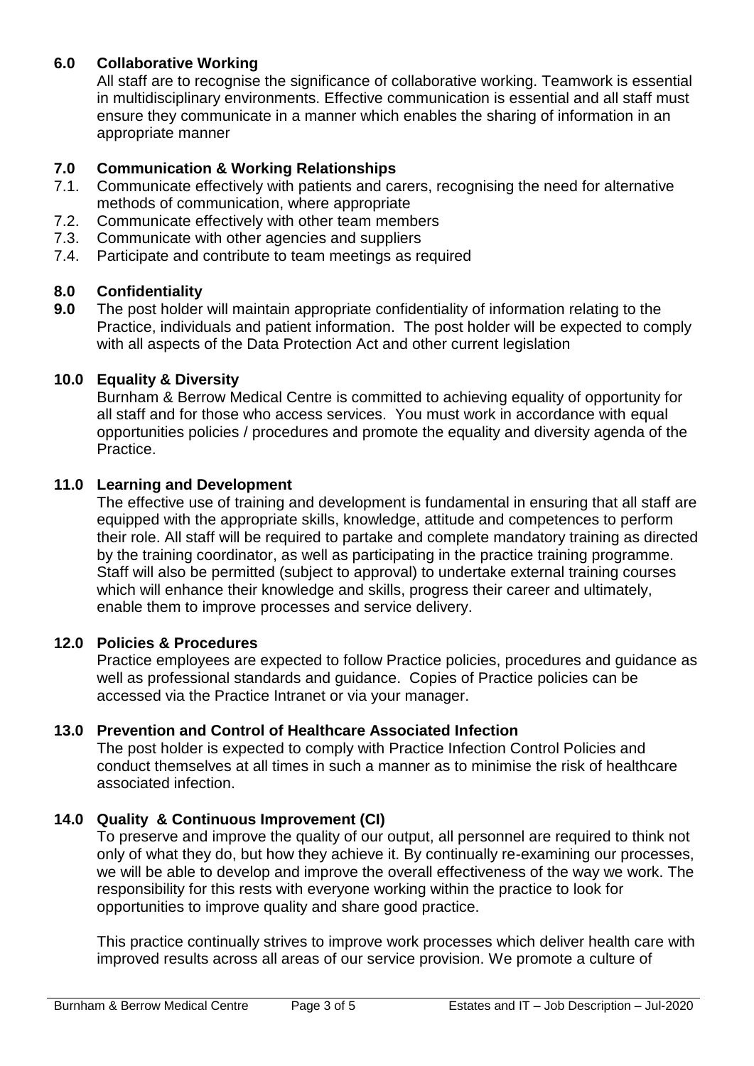## 6.0 Collaborative Working

All staff are to recognise the significance of collaborative working. Teamwork is essential in multidisciplinary environments. Effective communication is essential and all staff must ensure they communicate in a manner which enables the sharing of information in an appropriate manner

## 7.0 Communication & Working Relationships

7.1. Communicate effectively with patients and carers, recognising the need for alternative methods of communication, where appropriate

7.2. Communicate effectively with other team members

7.3. Communicate with other agencies and suppliers

7.4. Participate and contribute to team meetings as required

## 8.0 Confidentiality

**9.0** The post holder will maintain appropriate confidentiality of information relating to the Practice, individuals and patient information. The post holder will be expected to comply with all aspects of the Data Protection Act and other current legislation

## 10.0 Equality & Diversity

Burnham & Berrow Medical Centre is committed to achieving equality of opportunity for all staff and for those who access services. You must work in accordance with equal opportunities policies / procedures and promote the equality and diversity agenda of the Practice.

## 11.0 Learning and Development

The effective use of training and development is fundamental in ensuring that all staff are equipped with the appropriate skills, knowledge, attitude and competences to perform their role. All staff will be required to partake and complete mandatory training as directed by the training coordinator, as well as participating in the practice training programme. Staff will also be permitted (subject to approval) to undertake external training courses which will enhance their knowledge and skills, progress their career and ultimately, enable them to improve processes and service delivery.

## 12.0 Policies & Procedures

Practice employees are expected to follow Practice policies, procedures and guidance as well as professional standards and guidance. Copies of Practice policies can be accessed via the Practice Intranet or via your manager.

## 13.0 Prevention and Control of Healthcare Associated Infection

The post holder is expected to comply with Practice Infection Control Policies and conduct themselves at all times in such a manner as to minimise the risk of healthcare associated infection.

## 14.0 Quality & Continuous Improvement (CI)

To preserve and improve the quality of our output, all personnel are required to think not only of what they do, but how they achieve it. By continually re-examining our processes, we will be able to develop and improve the overall effectiveness of the way we work. The responsibility for this rests with everyone working within the practice to look for opportunities to improve quality and share good practice.

This practice continually strives to improve work processes which deliver health care with improved results across all areas of our service provision. We promote a culture of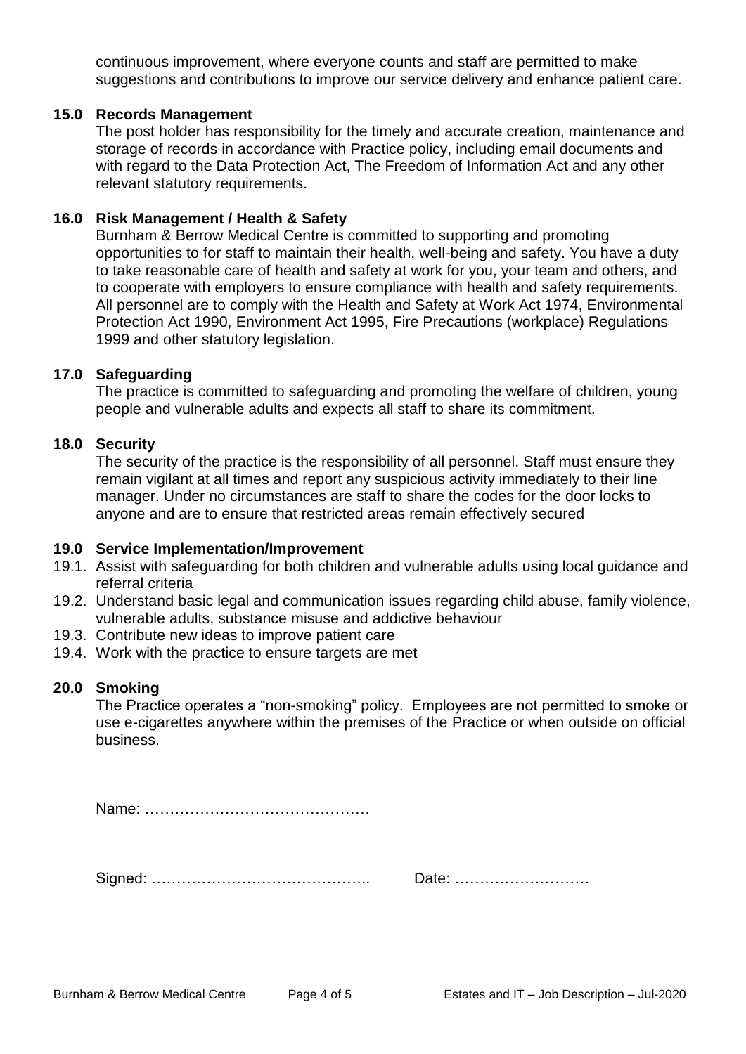continuous improvement, where everyone counts and staff are permitted to make suggestions and contributions to improve our service delivery and enhance patient care.

### 15.0 Records Management

The post holder has responsibility for the timely and accurate creation, maintenance and storage of records in accordance with Practice policy, including email documents and with regard to the Data Protection Act, The Freedom of Information Act and any other relevant statutory requirements.

### 16.0 Risk Management / Health & Safety

Burnham & Berrow Medical Centre is committed to supporting and promoting opportunities to for staff to maintain their health, well-being and safety. You have a duty to take reasonable care of health and safety at work for you, your team and others, and to cooperate with employers to ensure compliance with health and safety requirements. All personnel are to comply with the Health and Safety at Work Act 1974, Environmental Protection Act 1990, Environment Act 1995, Fire Precautions (workplace) Regulations 1999 and other statutory legislation.

### 17.0 Safeguarding

The practice is committed to safeguarding and promoting the welfare of children, young people and vulnerable adults and expects all staff to share its commitment.

### 18.0 Security

The security of the practice is the responsibility of all personnel. Staff must ensure they remain vigilant at all times and report any suspicious activity immediately to their line manager. Under no circumstances are staff to share the codes for the door locks to anyone and are to ensure that restricted areas remain effectively secured

### 19.0 Service Implementation/Improvement

19.1. Assist with safeguarding for both children and vulnerable adults using local guidance and referral criteria

19.2. Understand basic legal and communication issues regarding child abuse, family violence, vulnerable adults, substance misuse and addictive behaviour

19.3. Contribute new ideas to improve patient care

19.4. Work with the practice to ensure targets are met

### 20.0 Smoking

The Practice operates a "non-smoking" policy. Employees are not permitted to smoke or use e-cigarettes anywhere within the premises of the Practice or when outside on official business.

Name: ………………………………………

Signed: …………………………………….. Date: ………………………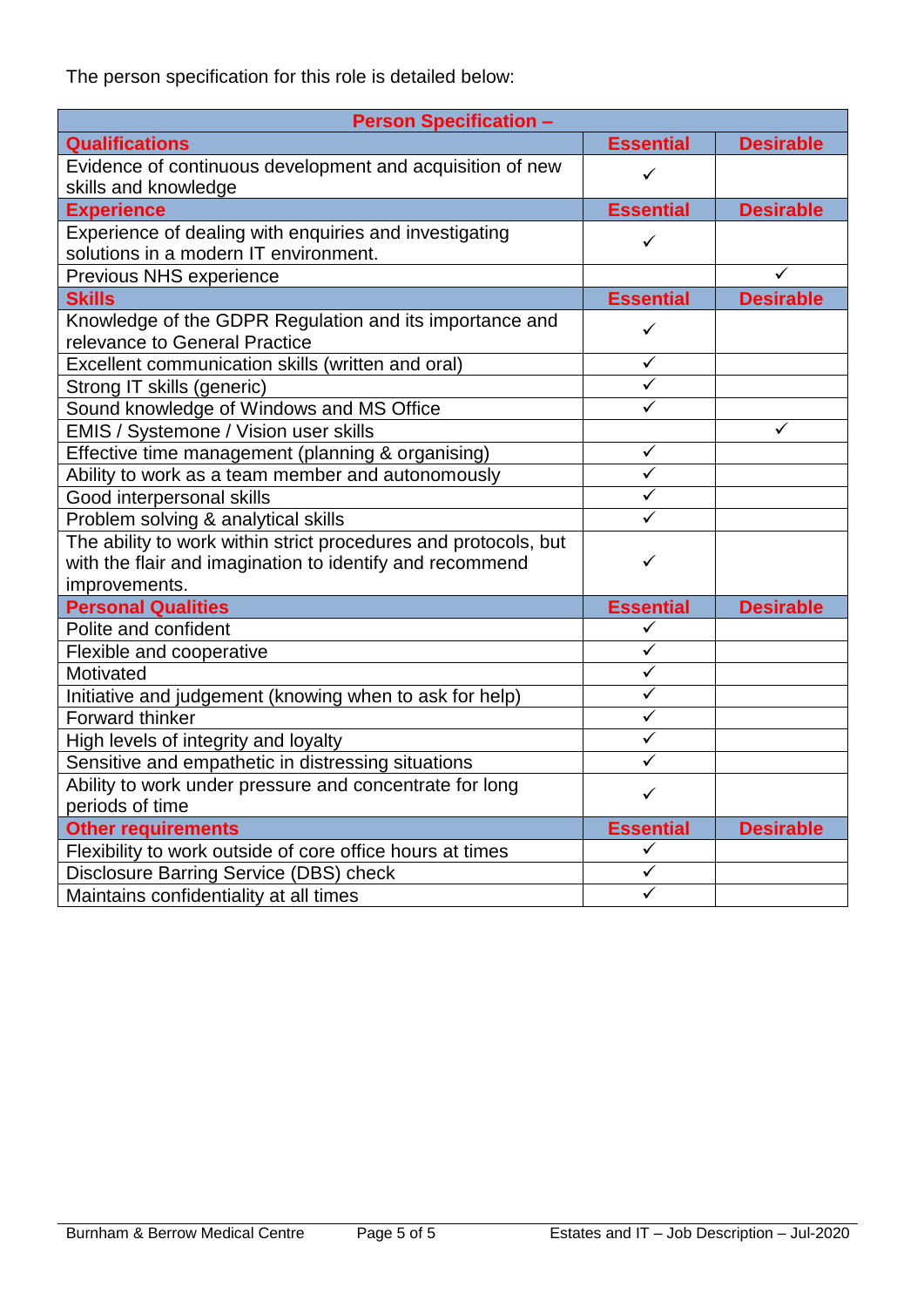The person specification for this role is detailed below:

| Person Specification – | | |
|---|---|---|
| **Qualifications** | **Essential** | **Desirable** |
| Evidence of continuous development and acquisition of new skills and knowledge | ✓ | |
| **Experience** | **Essential** | **Desirable** |
| Experience of dealing with enquiries and investigating solutions in a modern IT environment. | ✓ | |
| Previous NHS experience | | ✓ |
| **Skills** | **Essential** | **Desirable** |
| Knowledge of the GDPR Regulation and its importance and relevance to General Practice | ✓ | |
| Excellent communication skills (written and oral) | ✓ | |
| Strong IT skills (generic) | ✓ | |
| Sound knowledge of Windows and MS Office | ✓ | |
| EMIS / Systemone / Vision user skills | | ✓ |
| Effective time management (planning & organising) | ✓ | |
| Ability to work as a team member and autonomously | ✓ | |
| Good interpersonal skills | ✓ | |
| Problem solving & analytical skills | ✓ | |
| The ability to work within strict procedures and protocols, but with the flair and imagination to identify and recommend improvements. | ✓ | |
| **Personal Qualities** | **Essential** | **Desirable** |
| Polite and confident | ✓ | |
| Flexible and cooperative | ✓ | |
| Motivated | ✓ | |
| Initiative and judgement (knowing when to ask for help) | ✓ | |
| Forward thinker | ✓ | |
| High levels of integrity and loyalty | ✓ | |
| Sensitive and empathetic in distressing situations | ✓ | |
| Ability to work under pressure and concentrate for long periods of time | ✓ | |
| **Other requirements** | **Essential** | **Desirable** |
| Flexibility to work outside of core office hours at times | ✓ | |
| Disclosure Barring Service (DBS) check | ✓ | |
| Maintains confidentiality at all times | ✓ | |